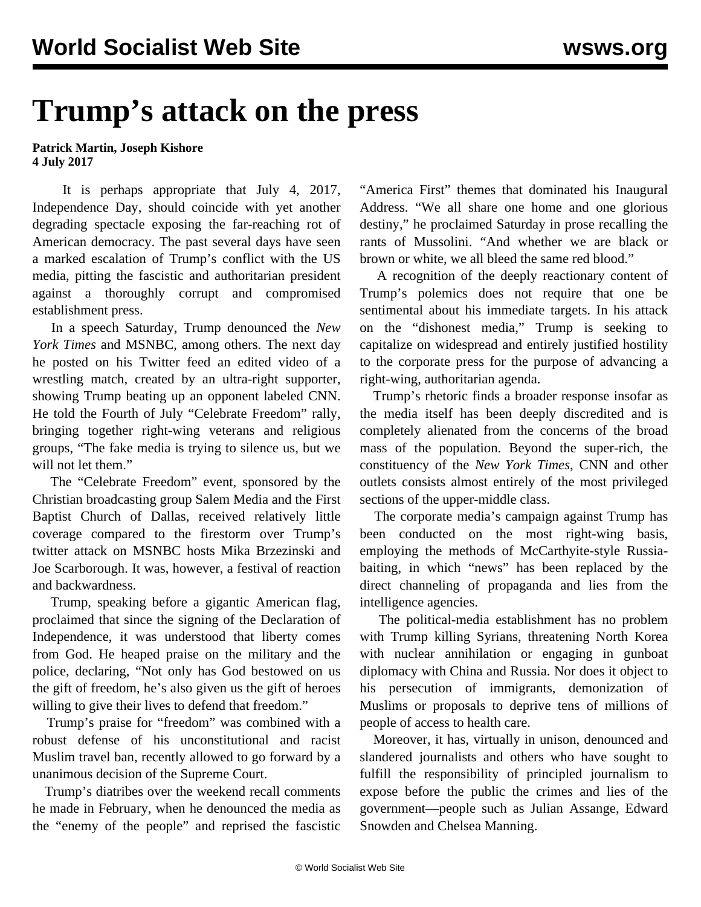# Trump's attack on the press

**Patrick Martin, Joseph Kishore**
**4 July 2017**

It is perhaps appropriate that July 4, 2017, Independence Day, should coincide with yet another degrading spectacle exposing the far-reaching rot of American democracy. The past several days have seen a marked escalation of Trump's conflict with the US media, pitting the fascistic and authoritarian president against a thoroughly corrupt and compromised establishment press.

In a speech Saturday, Trump denounced the *New York Times* and MSNBC, among others. The next day he posted on his Twitter feed an edited video of a wrestling match, created by an ultra-right supporter, showing Trump beating up an opponent labeled CNN. He told the Fourth of July "Celebrate Freedom" rally, bringing together right-wing veterans and religious groups, "The fake media is trying to silence us, but we will not let them."

The "Celebrate Freedom" event, sponsored by the Christian broadcasting group Salem Media and the First Baptist Church of Dallas, received relatively little coverage compared to the firestorm over Trump's twitter attack on MSNBC hosts Mika Brzezinski and Joe Scarborough. It was, however, a festival of reaction and backwardness.

Trump, speaking before a gigantic American flag, proclaimed that since the signing of the Declaration of Independence, it was understood that liberty comes from God. He heaped praise on the military and the police, declaring, "Not only has God bestowed on us the gift of freedom, he's also given us the gift of heroes willing to give their lives to defend that freedom."

Trump's praise for "freedom" was combined with a robust defense of his unconstitutional and racist Muslim travel ban, recently allowed to go forward by a unanimous decision of the Supreme Court.

Trump's diatribes over the weekend recall comments he made in February, when he denounced the media as the "enemy of the people" and reprised the fascistic "America First" themes that dominated his Inaugural Address. "We all share one home and one glorious destiny," he proclaimed Saturday in prose recalling the rants of Mussolini. "And whether we are black or brown or white, we all bleed the same red blood."

A recognition of the deeply reactionary content of Trump's polemics does not require that one be sentimental about his immediate targets. In his attack on the "dishonest media," Trump is seeking to capitalize on widespread and entirely justified hostility to the corporate press for the purpose of advancing a right-wing, authoritarian agenda.

Trump's rhetoric finds a broader response insofar as the media itself has been deeply discredited and is completely alienated from the concerns of the broad mass of the population. Beyond the super-rich, the constituency of the *New York Times*, CNN and other outlets consists almost entirely of the most privileged sections of the upper-middle class.

The corporate media's campaign against Trump has been conducted on the most right-wing basis, employing the methods of McCarthyite-style Russia-baiting, in which "news" has been replaced by the direct channeling of propaganda and lies from the intelligence agencies.

The political-media establishment has no problem with Trump killing Syrians, threatening North Korea with nuclear annihilation or engaging in gunboat diplomacy with China and Russia. Nor does it object to his persecution of immigrants, demonization of Muslims or proposals to deprive tens of millions of people of access to health care.

Moreover, it has, virtually in unison, denounced and slandered journalists and others who have sought to fulfill the responsibility of principled journalism to expose before the public the crimes and lies of the government—people such as Julian Assange, Edward Snowden and Chelsea Manning.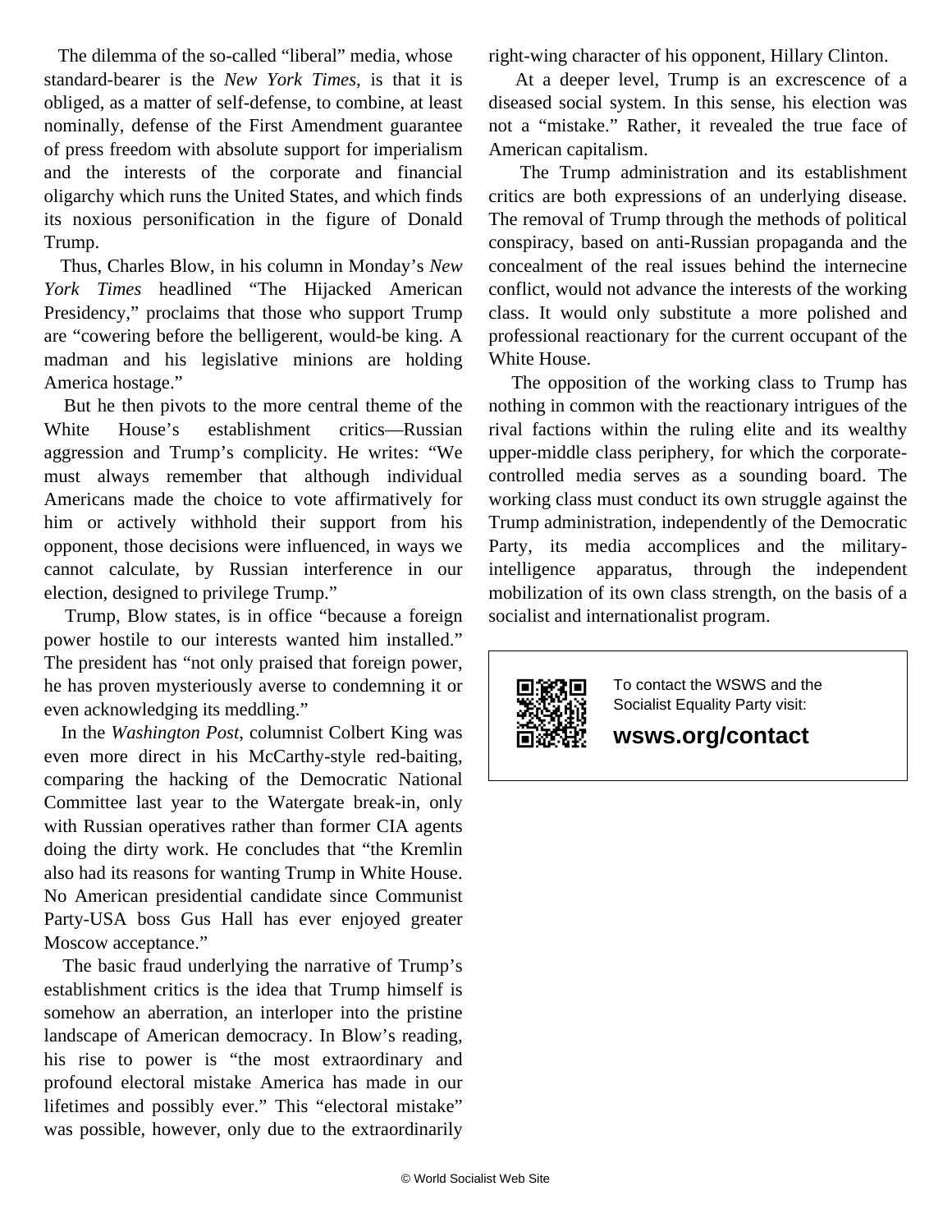The dilemma of the so-called "liberal" media, whose standard-bearer is the *New York Times*, is that it is obliged, as a matter of self-defense, to combine, at least nominally, defense of the First Amendment guarantee of press freedom with absolute support for imperialism and the interests of the corporate and financial oligarchy which runs the United States, and which finds its noxious personification in the figure of Donald Trump.

Thus, Charles Blow, in his column in Monday's *New York Times* headlined "The Hijacked American Presidency," proclaims that those who support Trump are "cowering before the belligerent, would-be king. A madman and his legislative minions are holding America hostage."

But he then pivots to the more central theme of the White House's establishment critics—Russian aggression and Trump's complicity. He writes: "We must always remember that although individual Americans made the choice to vote affirmatively for him or actively withhold their support from his opponent, those decisions were influenced, in ways we cannot calculate, by Russian interference in our election, designed to privilege Trump."

Trump, Blow states, is in office "because a foreign power hostile to our interests wanted him installed." The president has "not only praised that foreign power, he has proven mysteriously averse to condemning it or even acknowledging its meddling."

In the *Washington Post*, columnist Colbert King was even more direct in his McCarthy-style red-baiting, comparing the hacking of the Democratic National Committee last year to the Watergate break-in, only with Russian operatives rather than former CIA agents doing the dirty work. He concludes that "the Kremlin also had its reasons for wanting Trump in White House. No American presidential candidate since Communist Party-USA boss Gus Hall has ever enjoyed greater Moscow acceptance."

The basic fraud underlying the narrative of Trump's establishment critics is the idea that Trump himself is somehow an aberration, an interloper into the pristine landscape of American democracy. In Blow's reading, his rise to power is "the most extraordinary and profound electoral mistake America has made in our lifetimes and possibly ever." This "electoral mistake" was possible, however, only due to the extraordinarily right-wing character of his opponent, Hillary Clinton.

At a deeper level, Trump is an excrescence of a diseased social system. In this sense, his election was not a "mistake." Rather, it revealed the true face of American capitalism.

The Trump administration and its establishment critics are both expressions of an underlying disease. The removal of Trump through the methods of political conspiracy, based on anti-Russian propaganda and the concealment of the real issues behind the internecine conflict, would not advance the interests of the working class. It would only substitute a more polished and professional reactionary for the current occupant of the White House.

The opposition of the working class to Trump has nothing in common with the reactionary intrigues of the rival factions within the ruling elite and its wealthy upper-middle class periphery, for which the corporate-controlled media serves as a sounding board. The working class must conduct its own struggle against the Trump administration, independently of the Democratic Party, its media accomplices and the military-intelligence apparatus, through the independent mobilization of its own class strength, on the basis of a socialist and internationalist program.

To contact the WSWS and the Socialist Equality Party visit:

**wsws.org/contact**